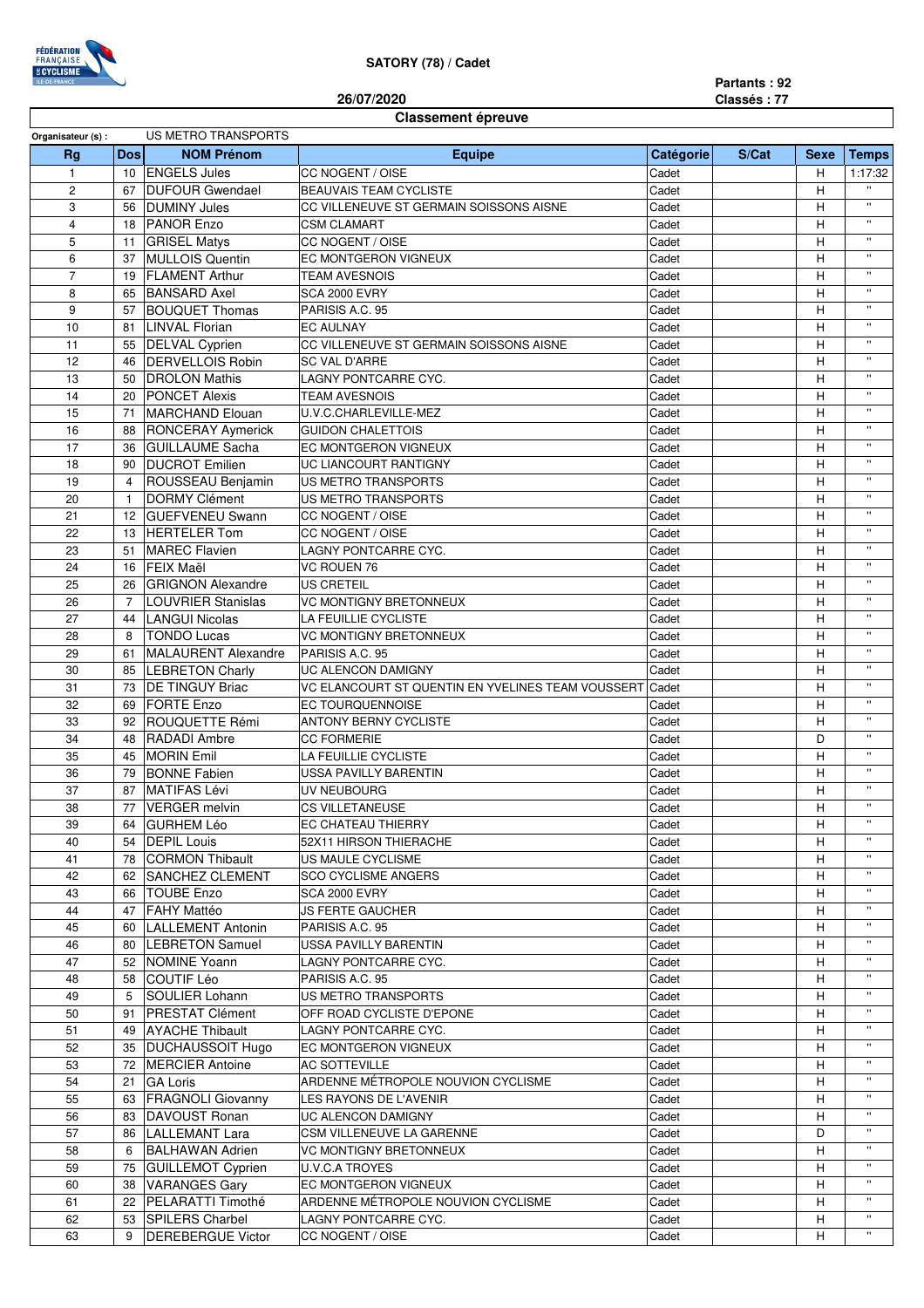**SATORY (78) / Cadet**

**26/07/2020**

**Partants : 92**
**Classés : 77**

## Classement épreuve

**Organisateur (s) :** US METRO TRANSPORTS

| Rg | Dos | NOM Prénom | Equipe | Catégorie | S/Cat | Sexe | Temps |
|---|---|---|---|---|---|---|---|
| 1 | 10 | ENGELS Jules | CC NOGENT / OISE | Cadet | | H | 1:17:32 |
| 2 | 67 | DUFOUR Gwendael | BEAUVAIS TEAM CYCLISTE | Cadet | | H | " |
| 3 | 56 | DUMINY Jules | CC VILLENEUVE ST GERMAIN SOISSONS AISNE | Cadet | | H | " |
| 4 | 18 | PANOR Enzo | CSM CLAMART | Cadet | | H | " |
| 5 | 11 | GRISEL Matys | CC NOGENT / OISE | Cadet | | H | " |
| 6 | 37 | MULLOIS Quentin | EC MONTGERON VIGNEUX | Cadet | | H | " |
| 7 | 19 | FLAMENT Arthur | TEAM AVESNOIS | Cadet | | H | " |
| 8 | 65 | BANSARD Axel | SCA 2000 EVRY | Cadet | | H | " |
| 9 | 57 | BOUQUET Thomas | PARISIS A.C. 95 | Cadet | | H | " |
| 10 | 81 | LINVAL Florian | EC AULNAY | Cadet | | H | " |
| 11 | 55 | DELVAL Cyprien | CC VILLENEUVE ST GERMAIN SOISSONS AISNE | Cadet | | H | " |
| 12 | 46 | DERVELLOIS Robin | SC VAL D'ARRE | Cadet | | H | " |
| 13 | 50 | DROLON Mathis | LAGNY PONTCARRE CYC. | Cadet | | H | " |
| 14 | 20 | PONCET Alexis | TEAM AVESNOIS | Cadet | | H | " |
| 15 | 71 | MARCHAND Elouan | U.V.C.CHARLEVILLE-MEZ | Cadet | | H | " |
| 16 | 88 | RONCERAY Aymerick | GUIDON CHALETTOIS | Cadet | | H | " |
| 17 | 36 | GUILLAUME Sacha | EC MONTGERON VIGNEUX | Cadet | | H | " |
| 18 | 90 | DUCROT Emilien | UC LIANCOURT RANTIGNY | Cadet | | H | " |
| 19 | 4 | ROUSSEAU Benjamin | US METRO TRANSPORTS | Cadet | | H | " |
| 20 | 1 | DORMY Clément | US METRO TRANSPORTS | Cadet | | H | " |
| 21 | 12 | GUEFVENEU Swann | CC NOGENT / OISE | Cadet | | H | " |
| 22 | 13 | HERTELER Tom | CC NOGENT / OISE | Cadet | | H | " |
| 23 | 51 | MAREC Flavien | LAGNY PONTCARRE CYC. | Cadet | | H | " |
| 24 | 16 | FEIX Maël | VC ROUEN 76 | Cadet | | H | " |
| 25 | 26 | GRIGNON Alexandre | US CRETEIL | Cadet | | H | " |
| 26 | 7 | LOUVRIER Stanislas | VC MONTIGNY BRETONNEUX | Cadet | | H | " |
| 27 | 44 | LANGUI Nicolas | LA FEUILLIE CYCLISTE | Cadet | | H | " |
| 28 | 8 | TONDO Lucas | VC MONTIGNY BRETONNEUX | Cadet | | H | " |
| 29 | 61 | MALAURENT Alexandre | PARISIS A.C. 95 | Cadet | | H | " |
| 30 | 85 | LEBRETON Charly | UC ALENCON DAMIGNY | Cadet | | H | " |
| 31 | 73 | DE TINGUY Briac | VC ELANCOURT ST QUENTIN EN YVELINES TEAM VOUSSERT | Cadet | | H | " |
| 32 | 69 | FORTE Enzo | EC TOURQUENNOISE | Cadet | | H | " |
| 33 | 92 | ROUQUETTE Rémi | ANTONY BERNY CYCLISTE | Cadet | | H | " |
| 34 | 48 | RADADI Ambre | CC FORMERIE | Cadet | | D | " |
| 35 | 45 | MORIN Emil | LA FEUILLIE CYCLISTE | Cadet | | H | " |
| 36 | 79 | BONNE Fabien | USSA PAVILLY BARENTIN | Cadet | | H | " |
| 37 | 87 | MATIFAS Lévi | UV NEUBOURG | Cadet | | H | " |
| 38 | 77 | VERGER melvin | CS VILLETANEUSE | Cadet | | H | " |
| 39 | 64 | GURHEM Léo | EC CHATEAU THIERRY | Cadet | | H | " |
| 40 | 54 | DEPIL Louis | 52X11 HIRSON THIERACHE | Cadet | | H | " |
| 41 | 78 | CORMON Thibault | US MAULE CYCLISME | Cadet | | H | " |
| 42 | 62 | SANCHEZ CLEMENT | SCO CYCLISME ANGERS | Cadet | | H | " |
| 43 | 66 | TOUBE Enzo | SCA 2000 EVRY | Cadet | | H | " |
| 44 | 47 | FAHY Mattéo | JS FERTE GAUCHER | Cadet | | H | " |
| 45 | 60 | LALLEMENT Antonin | PARISIS A.C. 95 | Cadet | | H | " |
| 46 | 80 | LEBRETON Samuel | USSA PAVILLY BARENTIN | Cadet | | H | " |
| 47 | 52 | NOMINE Yoann | LAGNY PONTCARRE CYC. | Cadet | | H | " |
| 48 | 58 | COUTIF Léo | PARISIS A.C. 95 | Cadet | | H | " |
| 49 | 5 | SOULIER Lohann | US METRO TRANSPORTS | Cadet | | H | " |
| 50 | 91 | PRESTAT Clément | OFF ROAD CYCLISTE D'EPONE | Cadet | | H | " |
| 51 | 49 | AYACHE Thibault | LAGNY PONTCARRE CYC. | Cadet | | H | " |
| 52 | 35 | DUCHAUSSOIT Hugo | EC MONTGERON VIGNEUX | Cadet | | H | " |
| 53 | 72 | MERCIER Antoine | AC SOTTEVILLE | Cadet | | H | " |
| 54 | 21 | GA Loris | ARDENNE MÉTROPOLE NOUVION CYCLISME | Cadet | | H | " |
| 55 | 63 | FRAGNOLI Giovanny | LES RAYONS DE L'AVENIR | Cadet | | H | " |
| 56 | 83 | DAVOUST Ronan | UC ALENCON DAMIGNY | Cadet | | H | " |
| 57 | 86 | LALLEMANT Lara | CSM VILLENEUVE LA GARENNE | Cadet | | D | " |
| 58 | 6 | BALHAWAN Adrien | VC MONTIGNY BRETONNEUX | Cadet | | H | " |
| 59 | 75 | GUILLEMOT Cyprien | U.V.C.A TROYES | Cadet | | H | " |
| 60 | 38 | VARANGES Gary | EC MONTGERON VIGNEUX | Cadet | | H | " |
| 61 | 22 | PELARATTI Timothé | ARDENNE MÉTROPOLE NOUVION CYCLISME | Cadet | | H | " |
| 62 | 53 | SPILERS Charbel | LAGNY PONTCARRE CYC. | Cadet | | H | " |
| 63 | 9 | DEREBERGUE Victor | CC NOGENT / OISE | Cadet | | H | " |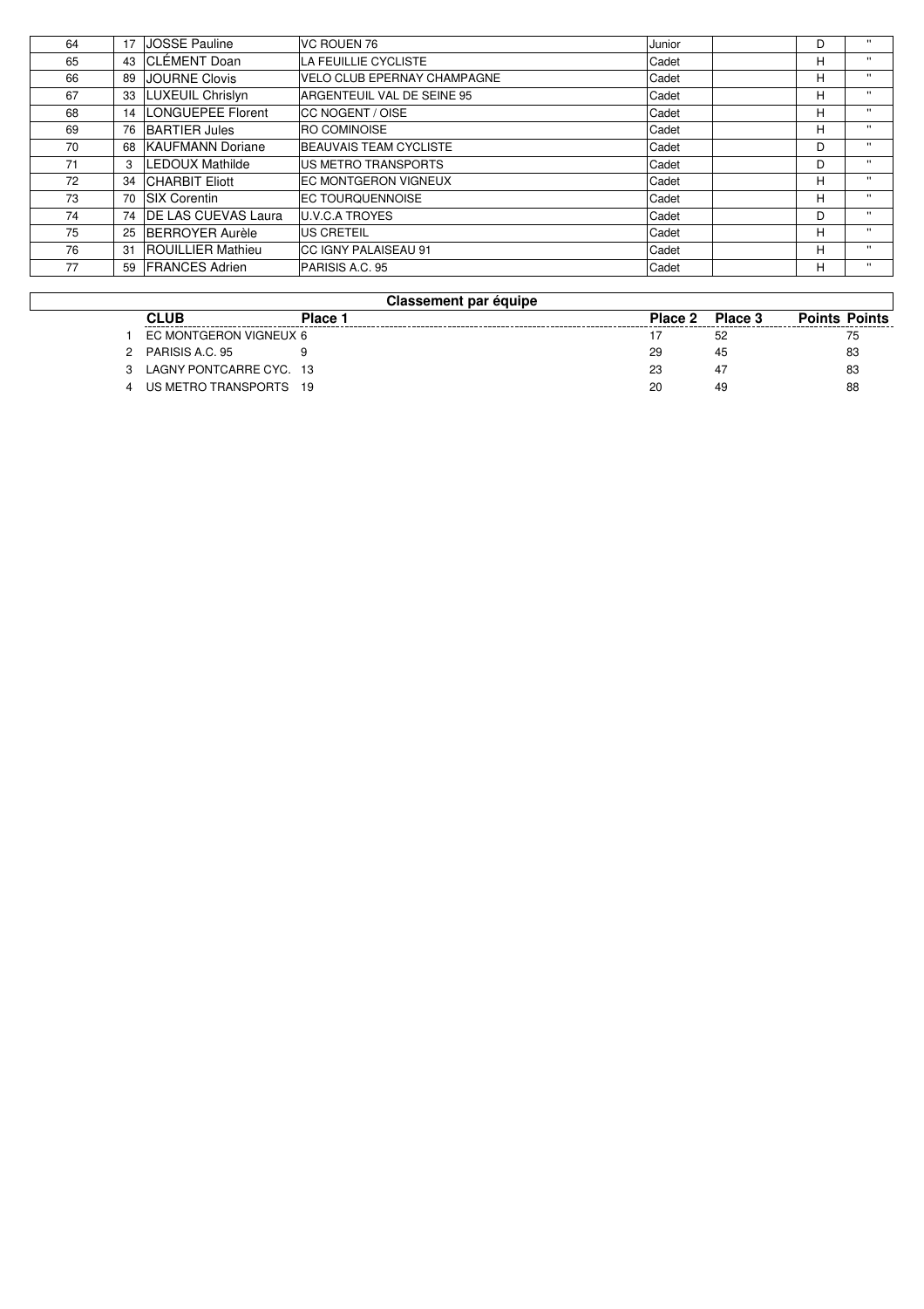| | | | | | | | |
|---|---|---|---|---|---|---|---|
| 64 | 17 | JOSSE Pauline | VC ROUEN 76 | Junior | | D | " |
| 65 | 43 | CLÉMENT Doan | LA FEUILLIE CYCLISTE | Cadet | | H | " |
| 66 | 89 | JOURNE Clovis | VELO CLUB EPERNAY CHAMPAGNE | Cadet | | H | " |
| 67 | 33 | LUXEUIL Chrislyn | ARGENTEUIL VAL DE SEINE 95 | Cadet | | H | " |
| 68 | 14 | LONGUEPEE Florent | CC NOGENT / OISE | Cadet | | H | " |
| 69 | 76 | BARTIER Jules | RO COMINOISE | Cadet | | H | " |
| 70 | 68 | KAUFMANN Doriane | BEAUVAIS TEAM CYCLISTE | Cadet | | D | " |
| 71 | 3 | LEDOUX Mathilde | US METRO TRANSPORTS | Cadet | | D | " |
| 72 | 34 | CHARBIT Eliott | EC MONTGERON VIGNEUX | Cadet | | H | " |
| 73 | 70 | SIX Corentin | EC TOURQUENNOISE | Cadet | | H | " |
| 74 | 74 | DE LAS CUEVAS Laura | U.V.C.A TROYES | Cadet | | D | " |
| 75 | 25 | BERROYER Aurèle | US CRETEIL | Cadet | | H | " |
| 76 | 31 | ROUILLIER Mathieu | CC IGNY PALAISEAU 91 | Cadet | | H | " |
| 77 | 59 | FRANCES Adrien | PARISIS A.C. 95 | Cadet | | H | " |

## Classement par équipe

| | CLUB | Place 1 | Place 2 | Place 3 | Points | Points |
|---|---|---|---|---|---|---|
| 1 | EC MONTGERON VIGNEUX | 6 | 17 | 52 | | 75 |
| 2 | PARISIS A.C. 95 | 9 | 29 | 45 | | 83 |
| 3 | LAGNY PONTCARRE CYC. | 13 | 23 | 47 | | 83 |
| 4 | US METRO TRANSPORTS | 19 | 20 | 49 | | 88 |